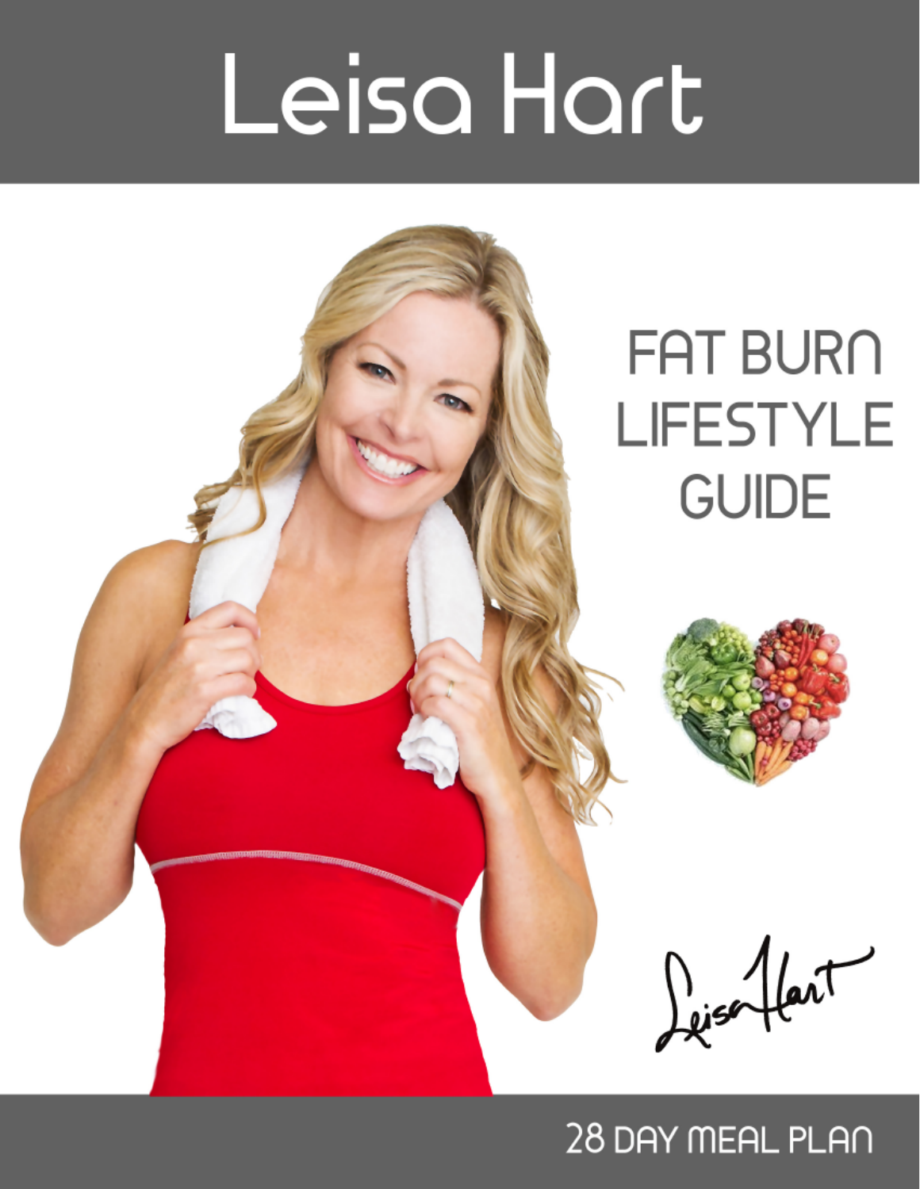# Leisa Hart

## FAT BURN LIFESTYLE GUIDE

Leisa Hart

28 DAY MEAL PLAN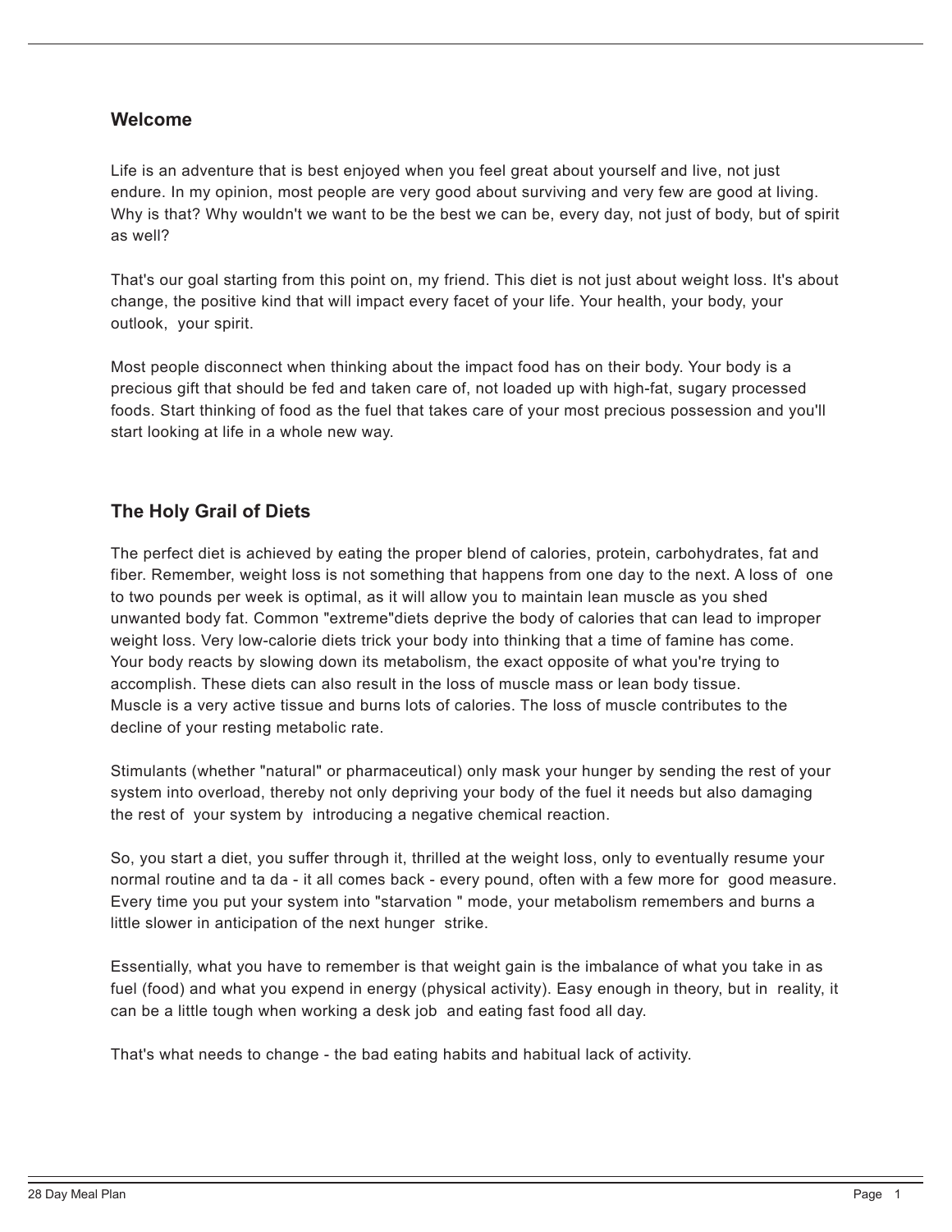## Welcome

Life is an adventure that is best enjoyed when you feel great about yourself and live, not just endure. In my opinion, most people are very good about surviving and very few are good at living. Why is that? Why wouldn't we want to be the best we can be, every day, not just of body, but of spirit as well?

That's our goal starting from this point on, my friend. This diet is not just about weight loss. It's about change, the positive kind that will impact every facet of your life. Your health, your body, your outlook, your spirit.

Most people disconnect when thinking about the impact food has on their body. Your body is a precious gift that should be fed and taken care of, not loaded up with high-fat, sugary processed foods. Start thinking of food as the fuel that takes care of your most precious possession and you'll start looking at life in a whole new way.

## The Holy Grail of Diets

The perfect diet is achieved by eating the proper blend of calories, protein, carbohydrates, fat and fiber. Remember, weight loss is not something that happens from one day to the next. A loss of one to two pounds per week is optimal, as it will allow you to maintain lean muscle as you shed unwanted body fat. Common "extreme"diets deprive the body of calories that can lead to improper weight loss. Very low-calorie diets trick your body into thinking that a time of famine has come. Your body reacts by slowing down its metabolism, the exact opposite of what you're trying to accomplish. These diets can also result in the loss of muscle mass or lean body tissue. Muscle is a very active tissue and burns lots of calories. The loss of muscle contributes to the decline of your resting metabolic rate.

Stimulants (whether "natural" or pharmaceutical) only mask your hunger by sending the rest of your system into overload, thereby not only depriving your body of the fuel it needs but also damaging the rest of your system by introducing a negative chemical reaction.

So, you start a diet, you suffer through it, thrilled at the weight loss, only to eventually resume your normal routine and ta da - it all comes back - every pound, often with a few more for good measure. Every time you put your system into "starvation " mode, your metabolism remembers and burns a little slower in anticipation of the next hunger strike.

Essentially, what you have to remember is that weight gain is the imbalance of what you take in as fuel (food) and what you expend in energy (physical activity). Easy enough in theory, but in reality, it can be a little tough when working a desk job and eating fast food all day.

That's what needs to change - the bad eating habits and habitual lack of activity.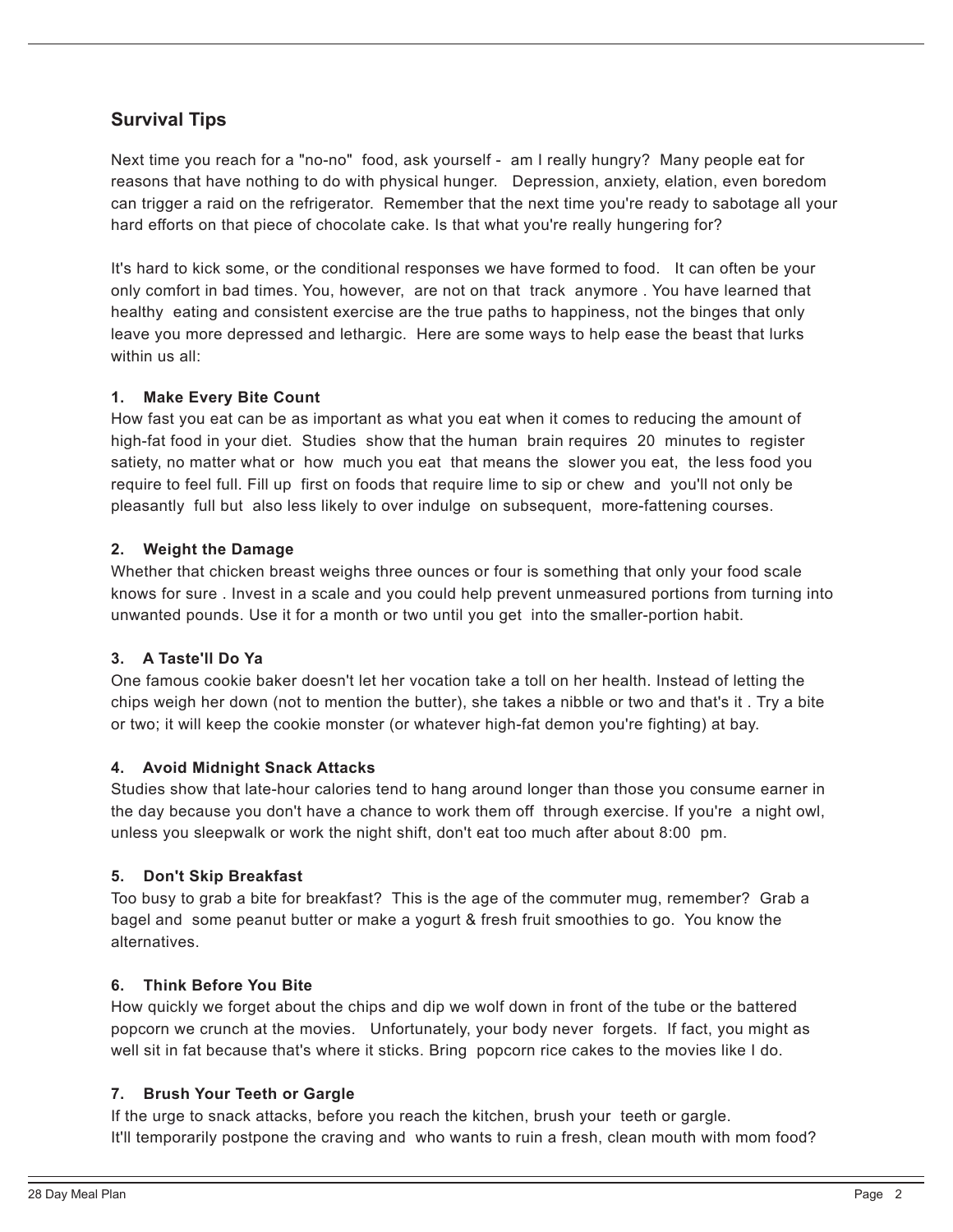## Survival Tips

Next time you reach for a "no-no" food, ask yourself - am I really hungry? Many people eat for reasons that have nothing to do with physical hunger. Depression, anxiety, elation, even boredom can trigger a raid on the refrigerator. Remember that the next time you're ready to sabotage all your hard efforts on that piece of chocolate cake. Is that what you're really hungering for?

It's hard to kick some, or the conditional responses we have formed to food. It can often be your only comfort in bad times. You, however, are not on that track anymore . You have learned that healthy eating and consistent exercise are the true paths to happiness, not the binges that only leave you more depressed and lethargic. Here are some ways to help ease the beast that lurks within us all:

**1. Make Every Bite Count**

How fast you eat can be as important as what you eat when it comes to reducing the amount of high-fat food in your diet. Studies show that the human brain requires 20 minutes to register satiety, no matter what or how much you eat that means the slower you eat, the less food you require to feel full. Fill up first on foods that require lime to sip or chew and you'll not only be pleasantly full but also less likely to over indulge on subsequent, more-fattening courses.

**2. Weight the Damage**

Whether that chicken breast weighs three ounces or four is something that only your food scale knows for sure . Invest in a scale and you could help prevent unmeasured portions from turning into unwanted pounds. Use it for a month or two until you get into the smaller-portion habit.

**3. A Taste'll Do Ya**

One famous cookie baker doesn't let her vocation take a toll on her health. Instead of letting the chips weigh her down (not to mention the butter), she takes a nibble or two and that's it . Try a bite or two; it will keep the cookie monster (or whatever high-fat demon you're fighting) at bay.

**4. Avoid Midnight Snack Attacks**

Studies show that late-hour calories tend to hang around longer than those you consume earner in the day because you don't have a chance to work them off through exercise. If you're a night owl, unless you sleepwalk or work the night shift, don't eat too much after about 8:00 pm.

**5. Don't Skip Breakfast**

Too busy to grab a bite for breakfast? This is the age of the commuter mug, remember? Grab a bagel and some peanut butter or make a yogurt & fresh fruit smoothies to go. You know the alternatives.

**6. Think Before You Bite**

How quickly we forget about the chips and dip we wolf down in front of the tube or the battered popcorn we crunch at the movies. Unfortunately, your body never forgets. If fact, you might as well sit in fat because that's where it sticks. Bring popcorn rice cakes to the movies like I do.

**7. Brush Your Teeth or Gargle**

If the urge to snack attacks, before you reach the kitchen, brush your teeth or gargle.
It'll temporarily postpone the craving and who wants to ruin a fresh, clean mouth with mom food?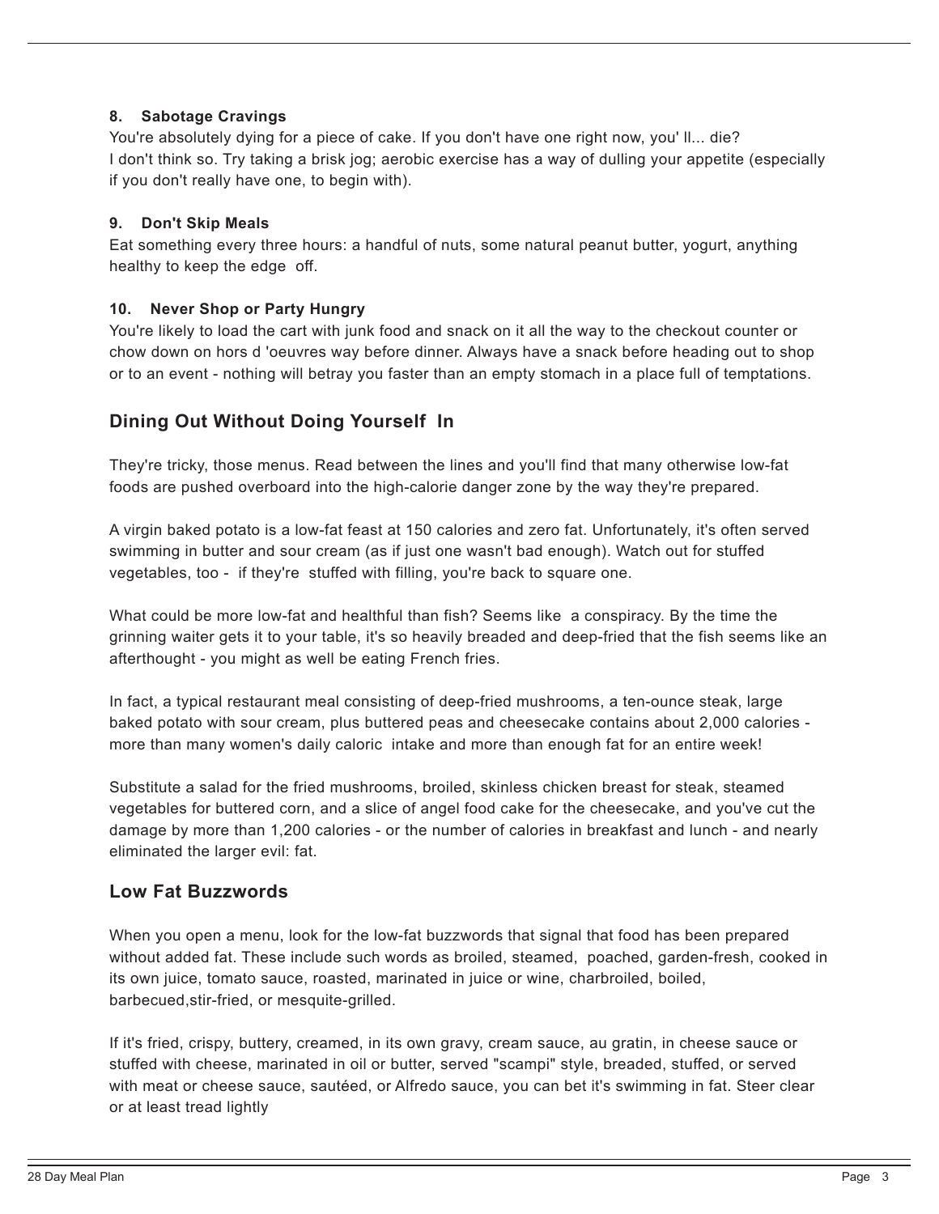**8. Sabotage Cravings**

You're absolutely dying for a piece of cake. If you don't have one right now, you' ll... die? I don't think so. Try taking a brisk jog; aerobic exercise has a way of dulling your appetite (especially if you don't really have one, to begin with).

**9. Don't Skip Meals**

Eat something every three hours: a handful of nuts, some natural peanut butter, yogurt, anything healthy to keep the edge off.

**10. Never Shop or Party Hungry**

You're likely to load the cart with junk food and snack on it all the way to the checkout counter or chow down on hors d 'oeuvres way before dinner. Always have a snack before heading out to shop or to an event - nothing will betray you faster than an empty stomach in a place full of temptations.

## Dining Out Without Doing Yourself In

They're tricky, those menus. Read between the lines and you'll find that many otherwise low-fat foods are pushed overboard into the high-calorie danger zone by the way they're prepared.

A virgin baked potato is a low-fat feast at 150 calories and zero fat. Unfortunately, it's often served swimming in butter and sour cream (as if just one wasn't bad enough). Watch out for stuffed vegetables, too - if they're stuffed with filling, you're back to square one.

What could be more low-fat and healthful than fish? Seems like a conspiracy. By the time the grinning waiter gets it to your table, it's so heavily breaded and deep-fried that the fish seems like an afterthought - you might as well be eating French fries.

In fact, a typical restaurant meal consisting of deep-fried mushrooms, a ten-ounce steak, large baked potato with sour cream, plus buttered peas and cheesecake contains about 2,000 calories - more than many women's daily caloric intake and more than enough fat for an entire week!

Substitute a salad for the fried mushrooms, broiled, skinless chicken breast for steak, steamed vegetables for buttered corn, and a slice of angel food cake for the cheesecake, and you've cut the damage by more than 1,200 calories - or the number of calories in breakfast and lunch - and nearly eliminated the larger evil: fat.

## Low Fat Buzzwords

When you open a menu, look for the low-fat buzzwords that signal that food has been prepared without added fat. These include such words as broiled, steamed, poached, garden-fresh, cooked in its own juice, tomato sauce, roasted, marinated in juice or wine, charbroiled, boiled, barbecued,stir-fried, or mesquite-grilled.

If it's fried, crispy, buttery, creamed, in its own gravy, cream sauce, au gratin, in cheese sauce or stuffed with cheese, marinated in oil or butter, served "scampi" style, breaded, stuffed, or served with meat or cheese sauce, sautéed, or Alfredo sauce, you can bet it's swimming in fat. Steer clear or at least tread lightly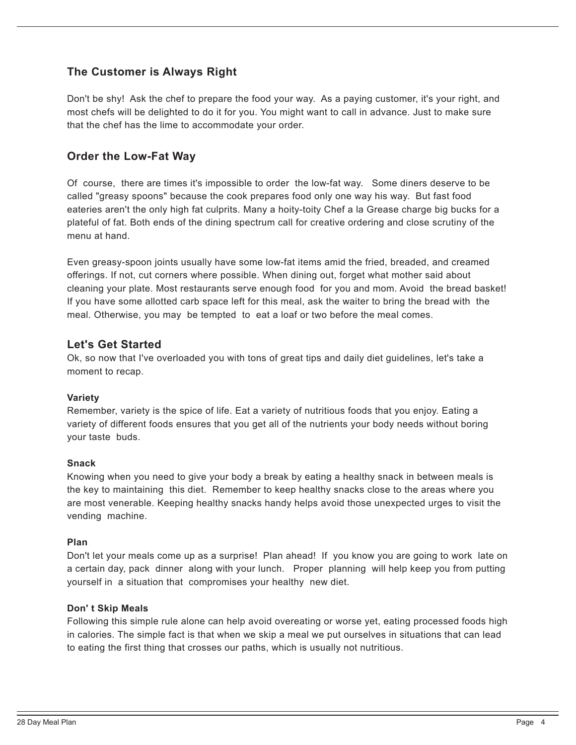## The Customer is Always Right

Don't be shy! Ask the chef to prepare the food your way. As a paying customer, it's your right, and most chefs will be delighted to do it for you. You might want to call in advance. Just to make sure that the chef has the lime to accommodate your order.

## Order the Low-Fat Way

Of course, there are times it's impossible to order the low-fat way. Some diners deserve to be called "greasy spoons" because the cook prepares food only one way his way. But fast food eateries aren't the only high fat culprits. Many a hoity-toity Chef a la Grease charge big bucks for a plateful of fat. Both ends of the dining spectrum call for creative ordering and close scrutiny of the menu at hand.

Even greasy-spoon joints usually have some low-fat items amid the fried, breaded, and creamed offerings. If not, cut corners where possible. When dining out, forget what mother said about cleaning your plate. Most restaurants serve enough food for you and mom. Avoid the bread basket! If you have some allotted carb space left for this meal, ask the waiter to bring the bread with the meal. Otherwise, you may be tempted to eat a loaf or two before the meal comes.

## Let's Get Started

Ok, so now that I've overloaded you with tons of great tips and daily diet guidelines, let's take a moment to recap.

### Variety

Remember, variety is the spice of life. Eat a variety of nutritious foods that you enjoy. Eating a variety of different foods ensures that you get all of the nutrients your body needs without boring your taste buds.

### Snack

Knowing when you need to give your body a break by eating a healthy snack in between meals is the key to maintaining this diet. Remember to keep healthy snacks close to the areas where you are most venerable. Keeping healthy snacks handy helps avoid those unexpected urges to visit the vending machine.

### Plan

Don't let your meals come up as a surprise! Plan ahead! If you know you are going to work late on a certain day, pack dinner along with your lunch. Proper planning will help keep you from putting yourself in a situation that compromises your healthy new diet.

### Don' t Skip Meals

Following this simple rule alone can help avoid overeating or worse yet, eating processed foods high in calories. The simple fact is that when we skip a meal we put ourselves in situations that can lead to eating the first thing that crosses our paths, which is usually not nutritious.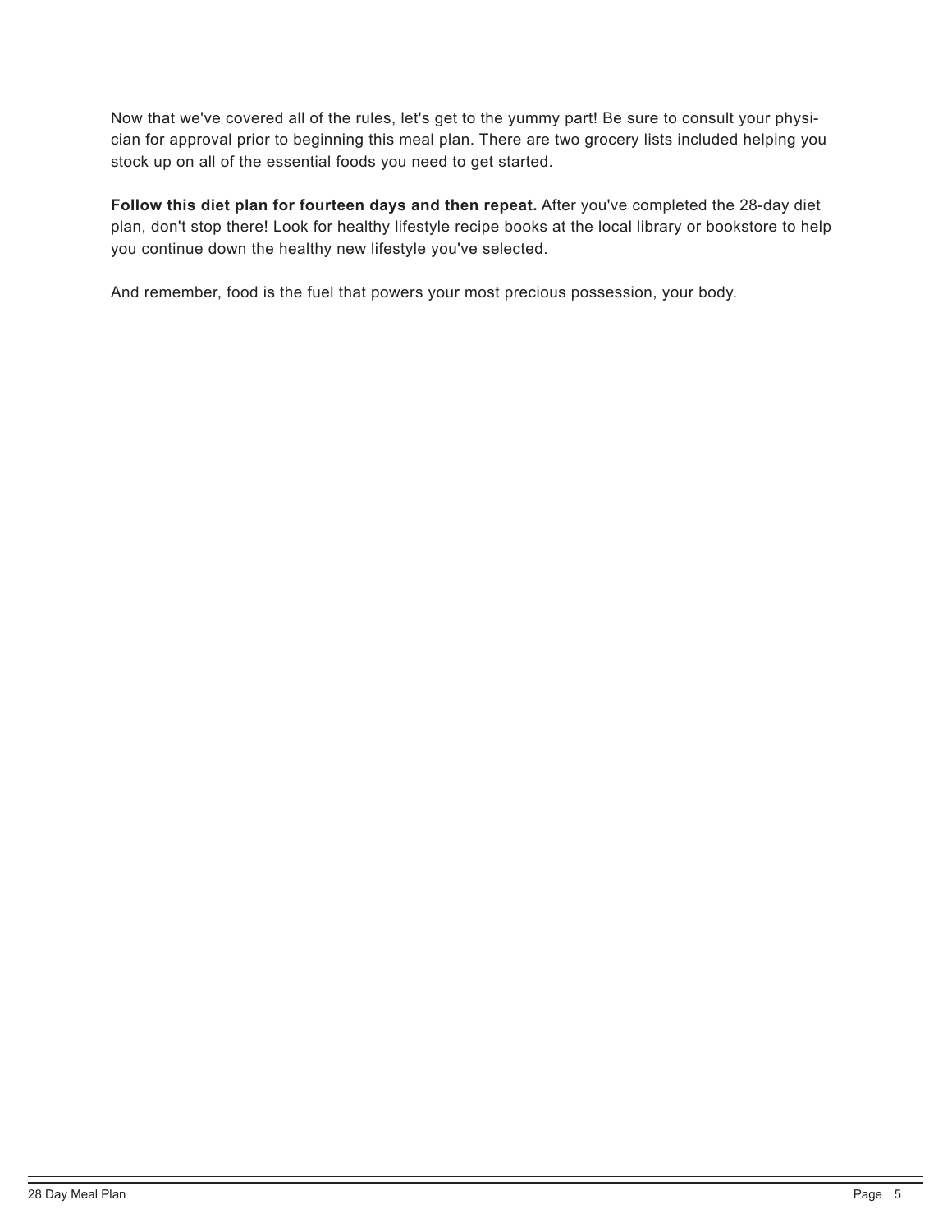Now that we've covered all of the rules, let's get to the yummy part! Be sure to consult your physician for approval prior to beginning this meal plan. There are two grocery lists included helping you stock up on all of the essential foods you need to get started.

**Follow this diet plan for fourteen days and then repeat.** After you've completed the 28-day diet plan, don't stop there! Look for healthy lifestyle recipe books at the local library or bookstore to help you continue down the healthy new lifestyle you've selected.

And remember, food is the fuel that powers your most precious possession, your body.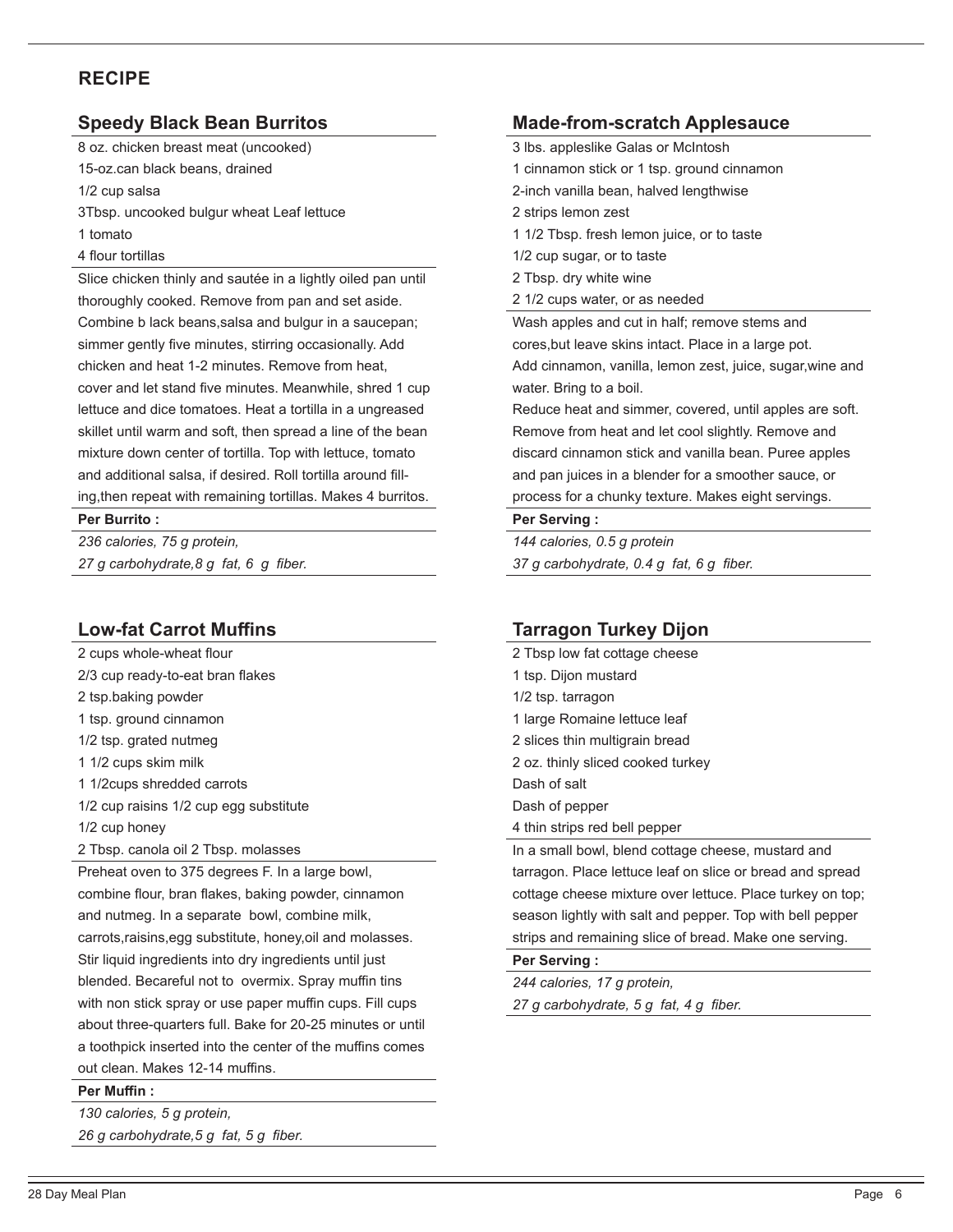## RECIPE

### Speedy Black Bean Burritos

8 oz. chicken breast meat (uncooked)
15-oz.can black beans, drained
1/2 cup salsa
3Tbsp. uncooked bulgur wheat Leaf lettuce
1 tomato
4 flour tortillas

Slice chicken thinly and sautée in a lightly oiled pan until thoroughly cooked. Remove from pan and set aside. Combine b lack beans,salsa and bulgur in a saucepan; simmer gently five minutes, stirring occasionally. Add chicken and heat 1-2 minutes. Remove from heat, cover and let stand five minutes. Meanwhile, shred 1 cup lettuce and dice tomatoes. Heat a tortilla in a ungreased skillet until warm and soft, then spread a line of the bean mixture down center of tortilla. Top with lettuce, tomato and additional salsa, if desired. Roll tortilla around filling,then repeat with remaining tortillas. Makes 4 burritos.

**Per Burrito :**

*236 calories, 75 g protein,*
*27 g carbohydrate,8 g fat, 6 g fiber.*

### Low-fat Carrot Muffins

2 cups whole-wheat flour
2/3 cup ready-to-eat bran flakes
2 tsp.baking powder
1 tsp. ground cinnamon
1/2 tsp. grated nutmeg
1 1/2 cups skim milk
1 1/2cups shredded carrots
1/2 cup raisins 1/2 cup egg substitute
1/2 cup honey
2 Tbsp. canola oil 2 Tbsp. molasses

Preheat oven to 375 degrees F. In a large bowl, combine flour, bran flakes, baking powder, cinnamon and nutmeg. In a separate bowl, combine milk, carrots,raisins,egg substitute, honey,oil and molasses. Stir liquid ingredients into dry ingredients until just blended. Becareful not to overmix. Spray muffin tins with non stick spray or use paper muffin cups. Fill cups about three-quarters full. Bake for 20-25 minutes or until a toothpick inserted into the center of the muffins comes out clean. Makes 12-14 muffins.

**Per Muffin :**

*130 calories, 5 g protein,*
*26 g carbohydrate,5 g fat, 5 g fiber.*

### Made-from-scratch Applesauce

3 lbs. appleslike Galas or McIntosh
1 cinnamon stick or 1 tsp. ground cinnamon
2-inch vanilla bean, halved lengthwise
2 strips lemon zest
1 1/2 Tbsp. fresh lemon juice, or to taste
1/2 cup sugar, or to taste
2 Tbsp. dry white wine
2 1/2 cups water, or as needed

Wash apples and cut in half; remove stems and cores,but leave skins intact. Place in a large pot.
Add cinnamon, vanilla, lemon zest, juice, sugar,wine and water. Bring to a boil.
Reduce heat and simmer, covered, until apples are soft. Remove from heat and let cool slightly. Remove and discard cinnamon stick and vanilla bean. Puree apples and pan juices in a blender for a smoother sauce, or process for a chunky texture. Makes eight servings.

**Per Serving :**

*144 calories, 0.5 g protein*
*37 g carbohydrate, 0.4 g fat, 6 g fiber.*

### Tarragon Turkey Dijon

2 Tbsp low fat cottage cheese
1 tsp. Dijon mustard
1/2 tsp. tarragon
1 large Romaine lettuce leaf
2 slices thin multigrain bread
2 oz. thinly sliced cooked turkey
Dash of salt
Dash of pepper
4 thin strips red bell pepper

In a small bowl, blend cottage cheese, mustard and tarragon. Place lettuce leaf on slice or bread and spread cottage cheese mixture over lettuce. Place turkey on top; season lightly with salt and pepper. Top with bell pepper strips and remaining slice of bread. Make one serving.

**Per Serving :**

*244 calories, 17 g protein,*
*27 g carbohydrate, 5 g fat, 4 g fiber.*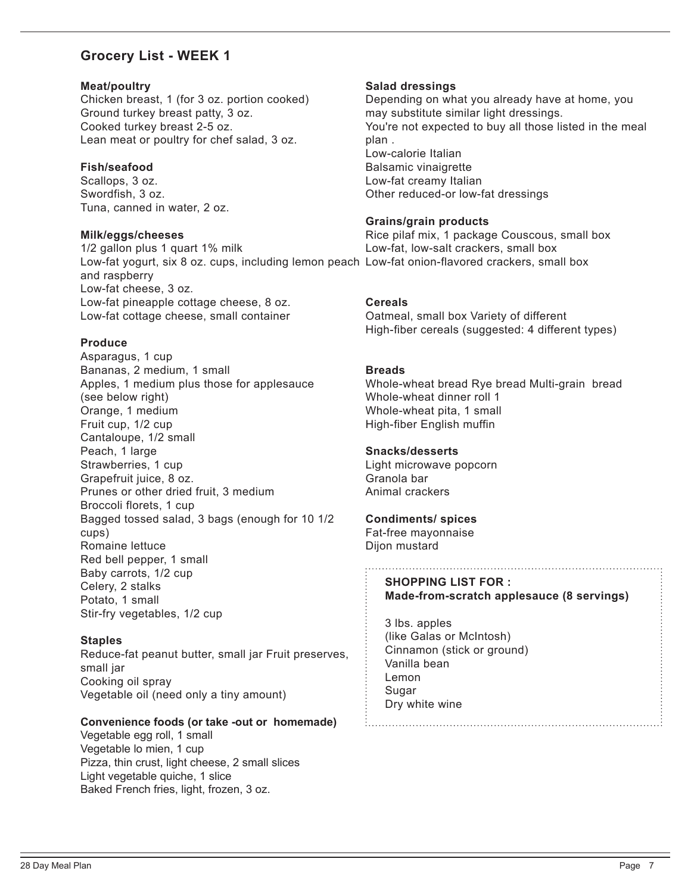## Grocery List - WEEK 1

**Meat/poultry**
Chicken breast, 1 (for 3 oz. portion cooked)
Ground turkey breast patty, 3 oz.
Cooked turkey breast 2-5 oz.
Lean meat or poultry for chef salad, 3 oz.

**Fish/seafood**
Scallops, 3 oz.
Swordfish, 3 oz.
Tuna, canned in water, 2 oz.

**Milk/eggs/cheeses**
1/2 gallon plus 1 quart 1% milk
Low-fat yogurt, six 8 oz. cups, including lemon peach and raspberry
Low-fat cheese, 3 oz.
Low-fat pineapple cottage cheese, 8 oz.
Low-fat cottage cheese, small container

**Produce**
Asparagus, 1 cup
Bananas, 2 medium, 1 small
Apples, 1 medium plus those for applesauce (see below right)
Orange, 1 medium
Fruit cup, 1/2 cup
Cantaloupe, 1/2 small
Peach, 1 large
Strawberries, 1 cup
Grapefruit juice, 8 oz.
Prunes or other dried fruit, 3 medium
Broccoli florets, 1 cup
Bagged tossed salad, 3 bags (enough for 10 1/2 cups)
Romaine lettuce
Red bell pepper, 1 small
Baby carrots, 1/2 cup
Celery, 2 stalks
Potato, 1 small
Stir-fry vegetables, 1/2 cup

**Staples**
Reduce-fat peanut butter, small jar Fruit preserves, small jar
Cooking oil spray
Vegetable oil (need only a tiny amount)

**Convenience foods (or take -out or homemade)**
Vegetable egg roll, 1 small
Vegetable lo mien, 1 cup
Pizza, thin crust, light cheese, 2 small slices
Light vegetable quiche, 1 slice
Baked French fries, light, frozen, 3 oz.

**Salad dressings**
Depending on what you already have at home, you may substitute similar light dressings.
You're not expected to buy all those listed in the meal plan .
Low-calorie Italian
Balsamic vinaigrette
Low-fat creamy Italian
Other reduced-or low-fat dressings

**Grains/grain products**
Rice pilaf mix, 1 package Couscous, small box
Low-fat, low-salt crackers, small box
Low-fat onion-flavored crackers, small box

**Cereals**
Oatmeal, small box Variety of different
High-fiber cereals (suggested: 4 different types)

**Breads**
Whole-wheat bread Rye bread Multi-grain bread
Whole-wheat dinner roll 1
Whole-wheat pita, 1 small
High-fiber English muffin

**Snacks/desserts**
Light microwave popcorn
Granola bar
Animal crackers

**Condiments/ spices**
Fat-free mayonnaise
Dijon mustard

**SHOPPING LIST FOR :**
**Made-from-scratch applesauce (8 servings)**

3 lbs. apples
(like Galas or McIntosh)
Cinnamon (stick or ground)
Vanilla bean
Lemon
Sugar
Dry white wine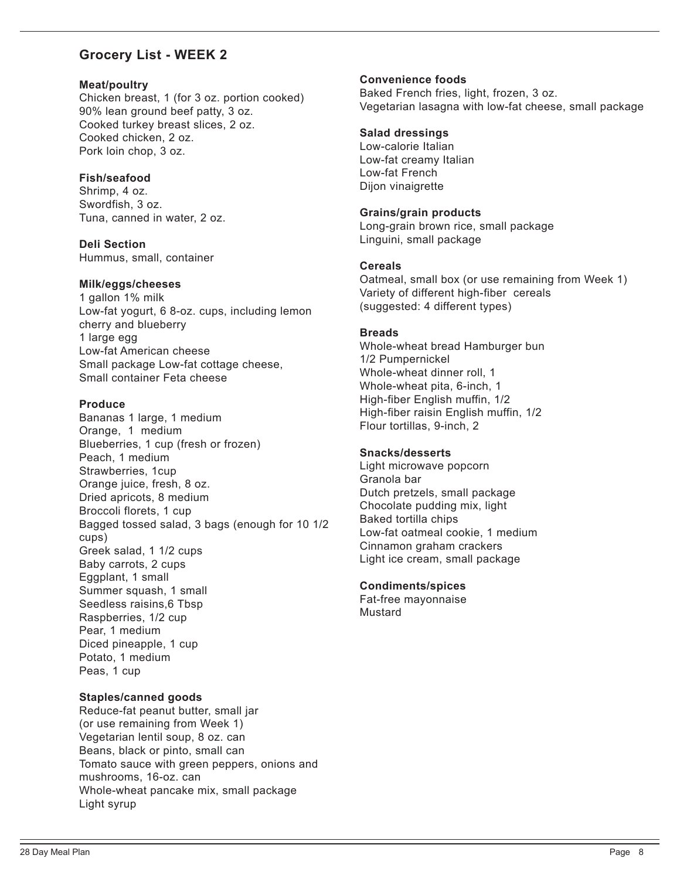## Grocery List - WEEK 2

**Meat/poultry**
Chicken breast, 1 (for 3 oz. portion cooked)
90% lean ground beef patty, 3 oz.
Cooked turkey breast slices, 2 oz.
Cooked chicken, 2 oz.
Pork loin chop, 3 oz.

**Fish/seafood**
Shrimp, 4 oz.
Swordfish, 3 oz.
Tuna, canned in water, 2 oz.

**Deli Section**
Hummus, small, container

**Milk/eggs/cheeses**
1 gallon 1% milk
Low-fat yogurt, 6 8-oz. cups, including lemon cherry and blueberry
1 large egg
Low-fat American cheese
Small package Low-fat cottage cheese,
Small container Feta cheese

**Produce**
Bananas 1 large, 1 medium
Orange, 1 medium
Blueberries, 1 cup (fresh or frozen)
Peach, 1 medium
Strawberries, 1cup
Orange juice, fresh, 8 oz.
Dried apricots, 8 medium
Broccoli florets, 1 cup
Bagged tossed salad, 3 bags (enough for 10 1/2 cups)
Greek salad, 1 1/2 cups
Baby carrots, 2 cups
Eggplant, 1 small
Summer squash, 1 small
Seedless raisins,6 Tbsp
Raspberries, 1/2 cup
Pear, 1 medium
Diced pineapple, 1 cup
Potato, 1 medium
Peas, 1 cup

**Staples/canned goods**
Reduce-fat peanut butter, small jar (or use remaining from Week 1)
Vegetarian lentil soup, 8 oz. can
Beans, black or pinto, small can
Tomato sauce with green peppers, onions and mushrooms, 16-oz. can
Whole-wheat pancake mix, small package
Light syrup

**Convenience foods**
Baked French fries, light, frozen, 3 oz.
Vegetarian lasagna with low-fat cheese, small package

**Salad dressings**
Low-calorie Italian
Low-fat creamy Italian
Low-fat French
Dijon vinaigrette

**Grains/grain products**
Long-grain brown rice, small package
Linguini, small package

**Cereals**
Oatmeal, small box (or use remaining from Week 1)
Variety of different high-fiber cereals (suggested: 4 different types)

**Breads**
Whole-wheat bread Hamburger bun
1/2 Pumpernickel
Whole-wheat dinner roll, 1
Whole-wheat pita, 6-inch, 1
High-fiber English muffin, 1/2
High-fiber raisin English muffin, 1/2
Flour tortillas, 9-inch, 2

**Snacks/desserts**
Light microwave popcorn
Granola bar
Dutch pretzels, small package
Chocolate pudding mix, light
Baked tortilla chips
Low-fat oatmeal cookie, 1 medium
Cinnamon graham crackers
Light ice cream, small package

**Condiments/spices**
Fat-free mayonnaise
Mustard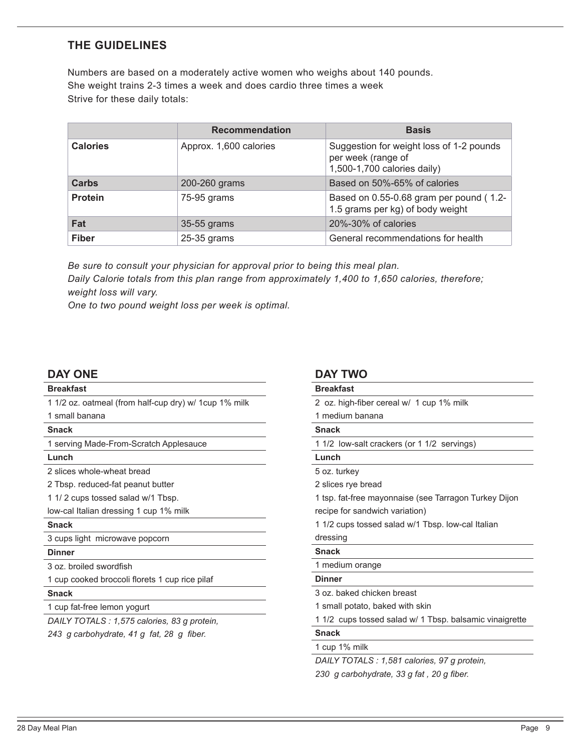## THE GUIDELINES

Numbers are based on a moderately active women who weighs about 140 pounds.
She weight trains 2-3 times a week and does cardio three times a week
Strive for these daily totals:

| | Recommendation | Basis |
|---|---|---|
| **Calories** | Approx. 1,600 calories | Suggestion for weight loss of 1-2 pounds per week (range of 1,500-1,700 calories daily) |
| **Carbs** | 200-260 grams | Based on 50%-65% of calories |
| **Protein** | 75-95 grams | Based on 0.55-0.68 gram per pound ( 1.2-1.5 grams per kg) of body weight |
| **Fat** | 35-55 grams | 20%-30% of calories |
| **Fiber** | 25-35 grams | General recommendations for health |

*Be sure to consult your physician for approval prior to being this meal plan.*
*Daily Calorie totals from this plan range from approximately 1,400 to 1,650 calories, therefore; weight loss will vary.*
*One to two pound weight loss per week is optimal.*

## DAY ONE

**Breakfast**

1 1/2 oz. oatmeal (from half-cup dry) w/ 1cup 1% milk
1 small banana

**Snack**

1 serving Made-From-Scratch Applesauce

**Lunch**

2 slices whole-wheat bread
2 Tbsp. reduced-fat peanut butter
1 1/ 2 cups tossed salad w/1 Tbsp. low-cal Italian dressing 1 cup 1% milk

**Snack**

3 cups light microwave popcorn

**Dinner**

3 oz. broiled swordfish
1 cup cooked broccoli florets 1 cup rice pilaf

**Snack**

1 cup fat-free lemon yogurt

*DAILY TOTALS : 1,575 calories, 83 g protein, 243 g carbohydrate, 41 g fat, 28 g fiber.*

## DAY TWO

**Breakfast**

2 oz. high-fiber cereal w/ 1 cup 1% milk
1 medium banana

**Snack**

1 1/2 low-salt crackers (or 1 1/2 servings)

**Lunch**

5 oz. turkey
2 slices rye bread
1 tsp. fat-free mayonnaise (see Tarragon Turkey Dijon recipe for sandwich variation)
1 1/2 cups tossed salad w/1 Tbsp. low-cal Italian dressing

**Snack**

1 medium orange

**Dinner**

3 oz. baked chicken breast
1 small potato, baked with skin
1 1/2 cups tossed salad w/ 1 Tbsp. balsamic vinaigrette

**Snack**

1 cup 1% milk

*DAILY TOTALS : 1,581 calories, 97 g protein, 230 g carbohydrate, 33 g fat , 20 g fiber.*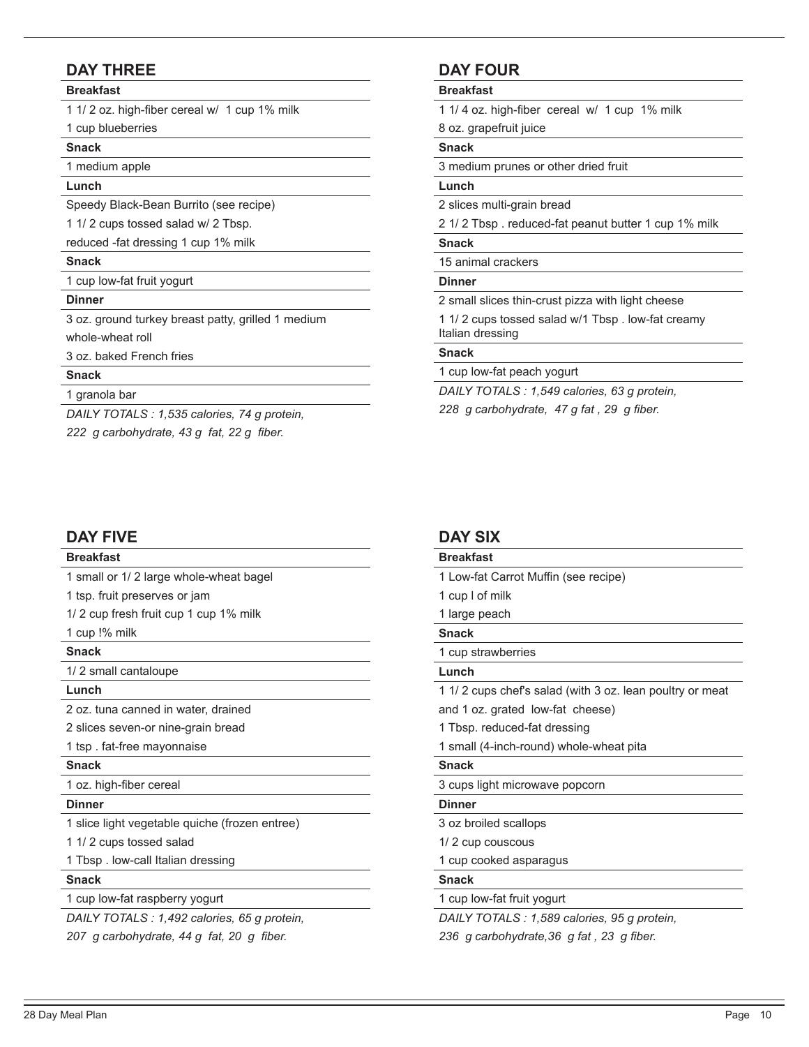## DAY THREE

**Breakfast**

1 1/ 2 oz. high-fiber cereal w/ 1 cup 1% milk

1 cup blueberries

**Snack**

1 medium apple

**Lunch**

Speedy Black-Bean Burrito (see recipe)

1 1/ 2 cups tossed salad w/ 2 Tbsp.

reduced -fat dressing 1 cup 1% milk

**Snack**

1 cup low-fat fruit yogurt

**Dinner**

3 oz. ground turkey breast patty, grilled 1 medium

whole-wheat roll

3 oz. baked French fries

**Snack**

1 granola bar

*DAILY TOTALS : 1,535 calories, 74 g protein,*

*222 g carbohydrate, 43 g fat, 22 g fiber.*

## DAY FOUR

**Breakfast**

1 1/ 4 oz. high-fiber cereal w/ 1 cup 1% milk

8 oz. grapefruit juice

**Snack**

3 medium prunes or other dried fruit

**Lunch**

2 slices multi-grain bread

2 1/ 2 Tbsp . reduced-fat peanut butter 1 cup 1% milk

**Snack**

15 animal crackers

**Dinner**

2 small slices thin-crust pizza with light cheese

1 1/ 2 cups tossed salad w/1 Tbsp . low-fat creamy Italian dressing

**Snack**

1 cup low-fat peach yogurt

*DAILY TOTALS : 1,549 calories, 63 g protein,*

*228 g carbohydrate, 47 g fat , 29 g fiber.*

## DAY FIVE

**Breakfast**

1 small or 1/ 2 large whole-wheat bagel

1 tsp. fruit preserves or jam

1/ 2 cup fresh fruit cup 1 cup 1% milk

1 cup !% milk

**Snack**

1/ 2 small cantaloupe

**Lunch**

2 oz. tuna canned in water, drained

2 slices seven-or nine-grain bread

1 tsp . fat-free mayonnaise

**Snack**

1 oz. high-fiber cereal

**Dinner**

1 slice light vegetable quiche (frozen entree)

1 1/ 2 cups tossed salad

1 Tbsp . low-call Italian dressing

**Snack**

1 cup low-fat raspberry yogurt

*DAILY TOTALS : 1,492 calories, 65 g protein,*

*207 g carbohydrate, 44 g fat, 20 g fiber.*

## DAY SIX

**Breakfast**

1 Low-fat Carrot Muffin (see recipe)

1 cup l of milk

1 large peach

**Snack**

1 cup strawberries

**Lunch**

1 1/ 2 cups chef's salad (with 3 oz. lean poultry or meat and 1 oz. grated low-fat cheese)

1 Tbsp. reduced-fat dressing

1 small (4-inch-round) whole-wheat pita

**Snack**

3 cups light microwave popcorn

**Dinner**

3 oz broiled scallops

1/ 2 cup couscous

1 cup cooked asparagus

**Snack**

1 cup low-fat fruit yogurt

*DAILY TOTALS : 1,589 calories, 95 g protein,*

*236 g carbohydrate,36 g fat , 23 g fiber.*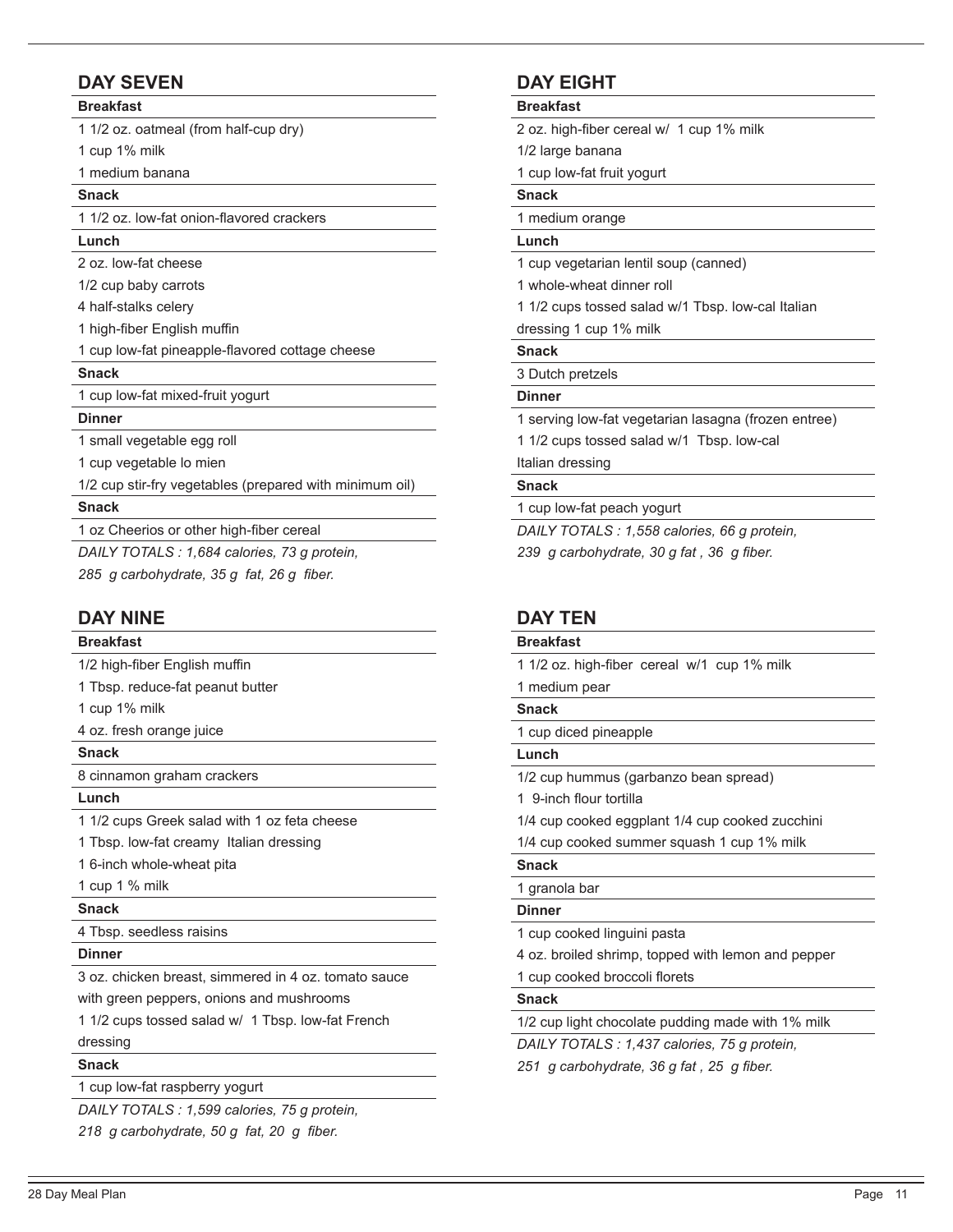## DAY SEVEN

**Breakfast**

1 1/2 oz. oatmeal (from half-cup dry)

1 cup 1% milk

1 medium banana

**Snack**

1 1/2 oz. low-fat onion-flavored crackers

**Lunch**

2 oz. low-fat cheese

1/2 cup baby carrots

4 half-stalks celery

1 high-fiber English muffin

1 cup low-fat pineapple-flavored cottage cheese

**Snack**

1 cup low-fat mixed-fruit yogurt

**Dinner**

1 small vegetable egg roll

1 cup vegetable lo mien

1/2 cup stir-fry vegetables (prepared with minimum oil)

**Snack**

1 oz Cheerios or other high-fiber cereal

*DAILY TOTALS : 1,684 calories, 73 g protein, 285 g carbohydrate, 35 g fat, 26 g fiber.*

## DAY EIGHT

**Breakfast**

2 oz. high-fiber cereal w/ 1 cup 1% milk

1/2 large banana

1 cup low-fat fruit yogurt

**Snack**

1 medium orange

**Lunch**

1 cup vegetarian lentil soup (canned)

1 whole-wheat dinner roll

1 1/2 cups tossed salad w/1 Tbsp. low-cal Italian dressing 1 cup 1% milk

**Snack**

3 Dutch pretzels

**Dinner**

1 serving low-fat vegetarian lasagna (frozen entree)

1 1/2 cups tossed salad w/1 Tbsp. low-cal Italian dressing

**Snack**

1 cup low-fat peach yogurt

*DAILY TOTALS : 1,558 calories, 66 g protein, 239 g carbohydrate, 30 g fat , 36 g fiber.*

## DAY NINE

**Breakfast**

1/2 high-fiber English muffin

1 Tbsp. reduce-fat peanut butter

1 cup 1% milk

4 oz. fresh orange juice

**Snack**

8 cinnamon graham crackers

**Lunch**

1 1/2 cups Greek salad with 1 oz feta cheese

1 Tbsp. low-fat creamy Italian dressing

1 6-inch whole-wheat pita

1 cup 1 % milk

**Snack**

4 Tbsp. seedless raisins

**Dinner**

3 oz. chicken breast, simmered in 4 oz. tomato sauce with green peppers, onions and mushrooms

1 1/2 cups tossed salad w/ 1 Tbsp. low-fat French dressing

**Snack**

1 cup low-fat raspberry yogurt

*DAILY TOTALS : 1,599 calories, 75 g protein, 218 g carbohydrate, 50 g fat, 20 g fiber.*

## DAY TEN

**Breakfast**

1 1/2 oz. high-fiber cereal w/1 cup 1% milk

1 medium pear

**Snack**

1 cup diced pineapple

**Lunch**

1/2 cup hummus (garbanzo bean spread)

1 9-inch flour tortilla

1/4 cup cooked eggplant 1/4 cup cooked zucchini

1/4 cup cooked summer squash 1 cup 1% milk

**Snack**

1 granola bar

**Dinner**

1 cup cooked linguini pasta

4 oz. broiled shrimp, topped with lemon and pepper

1 cup cooked broccoli florets

**Snack**

1/2 cup light chocolate pudding made with 1% milk

*DAILY TOTALS : 1,437 calories, 75 g protein, 251 g carbohydrate, 36 g fat , 25 g fiber.*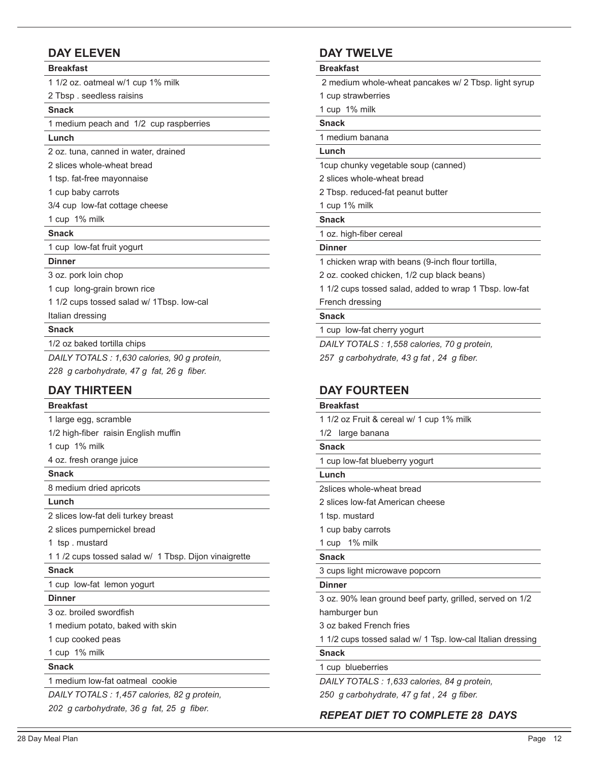## DAY ELEVEN

**Breakfast**

1 1/2 oz. oatmeal w/1 cup 1% milk

2 Tbsp . seedless raisins

**Snack**

1 medium peach and 1/2 cup raspberries

**Lunch**

2 oz. tuna, canned in water, drained

2 slices whole-wheat bread

1 tsp. fat-free mayonnaise

1 cup baby carrots

3/4 cup low-fat cottage cheese

1 cup 1% milk

**Snack**

1 cup low-fat fruit yogurt

**Dinner**

3 oz. pork loin chop

1 cup long-grain brown rice

1 1/2 cups tossed salad w/ 1Tbsp. low-cal Italian dressing

**Snack**

1/2 oz baked tortilla chips

*DAILY TOTALS : 1,630 calories, 90 g protein, 228 g carbohydrate, 47 g fat, 26 g fiber.*

## DAY TWELVE

**Breakfast**

2 medium whole-wheat pancakes w/ 2 Tbsp. light syrup

1 cup strawberries

1 cup 1% milk

**Snack**

1 medium banana

**Lunch**

1cup chunky vegetable soup (canned)

2 slices whole-wheat bread

2 Tbsp. reduced-fat peanut butter

1 cup 1% milk

**Snack**

1 oz. high-fiber cereal

**Dinner**

1 chicken wrap with beans (9-inch flour tortilla, 2 oz. cooked chicken, 1/2 cup black beans)

1 1/2 cups tossed salad, added to wrap 1 Tbsp. low-fat French dressing

**Snack**

1 cup low-fat cherry yogurt

*DAILY TOTALS : 1,558 calories, 70 g protein, 257 g carbohydrate, 43 g fat , 24 g fiber.*

## DAY THIRTEEN

**Breakfast**

1 large egg, scramble

1/2 high-fiber raisin English muffin

1 cup 1% milk

4 oz. fresh orange juice

**Snack**

8 medium dried apricots

**Lunch**

2 slices low-fat deli turkey breast

2 slices pumpernickel bread

1 tsp . mustard

1 1 /2 cups tossed salad w/ 1 Tbsp. Dijon vinaigrette

**Snack**

1 cup low-fat lemon yogurt

**Dinner**

3 oz. broiled swordfish

1 medium potato, baked with skin

1 cup cooked peas

1 cup 1% milk

**Snack**

1 medium low-fat oatmeal cookie

*DAILY TOTALS : 1,457 calories, 82 g protein, 202 g carbohydrate, 36 g fat, 25 g fiber.*

## DAY FOURTEEN

**Breakfast**

1 1/2 oz Fruit & cereal w/ 1 cup 1% milk

1/2 large banana

**Snack**

1 cup low-fat blueberry yogurt

**Lunch**

2slices whole-wheat bread

2 slices low-fat American cheese

1 tsp. mustard

1 cup baby carrots

1 cup 1% milk

**Snack**

3 cups light microwave popcorn

**Dinner**

3 oz. 90% lean ground beef party, grilled, served on 1/2 hamburger bun

3 oz baked French fries

1 1/2 cups tossed salad w/ 1 Tsp. low-cal Italian dressing

**Snack**

1 cup blueberries

*DAILY TOTALS : 1,633 calories, 84 g protein, 250 g carbohydrate, 47 g fat , 24 g fiber.*

***REPEAT DIET TO COMPLETE 28 DAYS***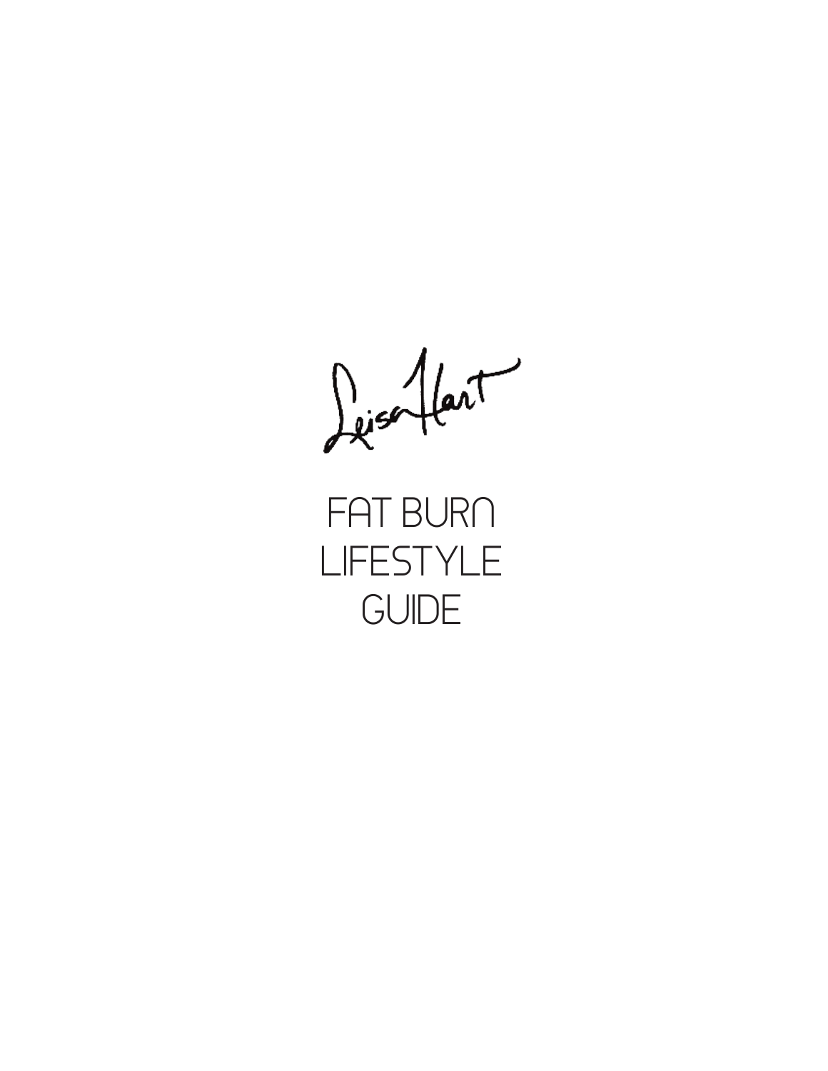Leisa Hart

# FAT BURN LIFESTYLE GUIDE